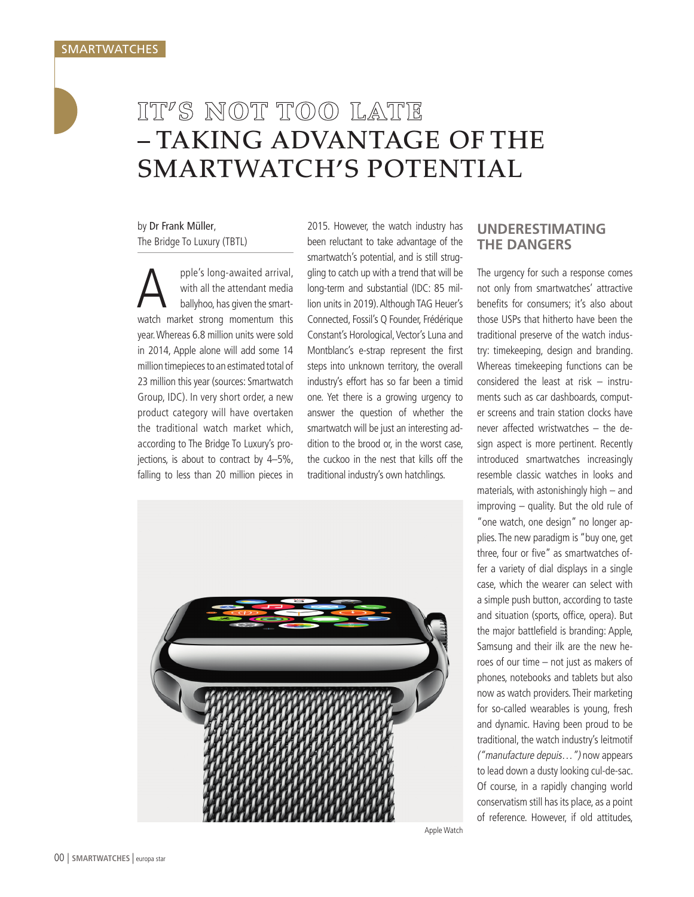# IT'S NOT TOO LATE – TAKING ADVANTAGE OF THE SMARTWATCH'S POTENTIAL

by Dr Frank Müller, The Bridge To Luxury (TBTL)

Apple's long-awaited arrival, with all the attendant media ballyhoo, has given the smartwatch market strong momentum this year. Whereas 6.8 million units were sold in 2014, Apple alone will add some 14 million timepieces to an estimated total of 23 million this year (sources: Smartwatch Group, IDC). In very short order, a new product category will have overtaken the traditional watch market which, according to The Bridge To Luxury's projections, is about to contract by 4–5%, falling to less than 20 million pieces in 2015. However, the watch industry has been reluctant to take advantage of the smartwatch's potential, and is still struggling to catch up with a trend that will be long-term and substantial (IDC: 85 million units in 2019). Although TAG Heuer's Connected, Fossil's Q Founder, Frédérique Constant's Horological, Vector's Luna and Montblanc's e-strap represent the first steps into unknown territory, the overall industry's effort has so far been a timid one. Yet there is a growing urgency to answer the question of whether the smartwatch will be just an interesting addition to the brood or, in the worst case, the cuckoo in the nest that kills off the traditional industry's own hatchlings.

Apple Watch

## UNDERESTIMATING THE DANGERS

The urgency for such a response comes not only from smartwatches' attractive benefits for consumers; it's also about those USPs that hitherto have been the traditional preserve of the watch industry: timekeeping, design and branding. Whereas timekeeping functions can be considered the least at risk – instruments such as car dashboards, computer screens and train station clocks have never affected wristwatches – the design aspect is more pertinent. Recently introduced smartwatches increasingly resemble classic watches in looks and materials, with astonishingly high – and improving – quality. But the old rule of "one watch, one design" no longer applies. The new paradigm is "buy one, get three, four or five" as smartwatches offer a variety of dial displays in a single case, which the wearer can select with a simple push button, according to taste and situation (sports, office, opera). But the major battlefield is branding: Apple, Samsung and their ilk are the new heroes of our time – not just as makers of phones, notebooks and tablets but also now as watch providers. Their marketing for so-called wearables is young, fresh and dynamic. Having been proud to be traditional, the watch industry's leitmotif *("manufacture depuis…")* now appears to lead down a dusty looking cul-de-sac. Of course, in a rapidly changing world conservatism still has its place, as a point of reference. However, if old attitudes,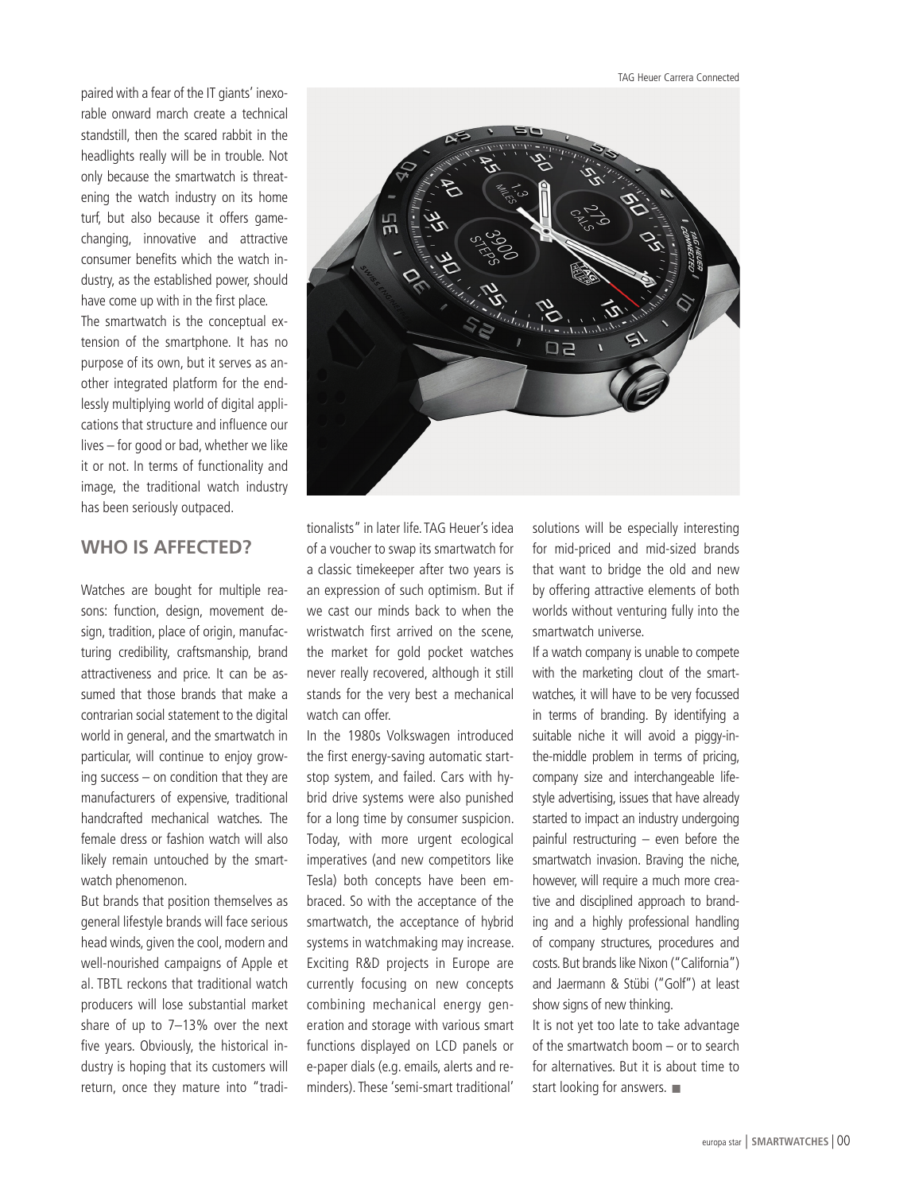paired with a fear of the IT giants' inexorable onward march create a technical standstill, then the scared rabbit in the headlights really will be in trouble. Not only because the smartwatch is threatening the watch industry on its home turf, but also because it offers game-changing, innovative and attractive consumer benefits which the watch industry, as the established power, should have come up with in the first place.

The smartwatch is the conceptual extension of the smartphone. It has no purpose of its own, but it serves as another integrated platform for the endlessly multiplying world of digital applications that structure and influence our lives – for good or bad, whether we like it or not. In terms of functionality and image, the traditional watch industry has been seriously outpaced.

TAG Heuer Carrera Connected

## WHO IS AFFECTED?

Watches are bought for multiple reasons: function, design, movement design, tradition, place of origin, manufacturing credibility, craftsmanship, brand attractiveness and price. It can be assumed that those brands that make a contrarian social statement to the digital world in general, and the smartwatch in particular, will continue to enjoy growing success – on condition that they are manufacturers of expensive, traditional handcrafted mechanical watches. The female dress or fashion watch will also likely remain untouched by the smartwatch phenomenon.

But brands that position themselves as general lifestyle brands will face serious head winds, given the cool, modern and well-nourished campaigns of Apple et al. TBTL reckons that traditional watch producers will lose substantial market share of up to 7–13% over the next five years. Obviously, the historical industry is hoping that its customers will return, once they mature into "traditionalists" in later life. TAG Heuer's idea of a voucher to swap its smartwatch for a classic timekeeper after two years is an expression of such optimism. But if we cast our minds back to when the wristwatch first arrived on the scene, the market for gold pocket watches never really recovered, although it still stands for the very best a mechanical watch can offer.

In the 1980s Volkswagen introduced the first energy-saving automatic start-stop system, and failed. Cars with hybrid drive systems were also punished for a long time by consumer suspicion. Today, with more urgent ecological imperatives (and new competitors like Tesla) both concepts have been embraced. So with the acceptance of the smartwatch, the acceptance of hybrid systems in watchmaking may increase. Exciting R&D projects in Europe are currently focusing on new concepts combining mechanical energy generation and storage with various smart functions displayed on LCD panels or e-paper dials (e.g. emails, alerts and reminders). These 'semi-smart traditional' solutions will be especially interesting for mid-priced and mid-sized brands that want to bridge the old and new by offering attractive elements of both worlds without venturing fully into the smartwatch universe.

If a watch company is unable to compete with the marketing clout of the smartwatches, it will have to be very focussed in terms of branding. By identifying a suitable niche it will avoid a piggy-in-the-middle problem in terms of pricing, company size and interchangeable lifestyle advertising, issues that have already started to impact an industry undergoing painful restructuring – even before the smartwatch invasion. Braving the niche, however, will require a much more creative and disciplined approach to branding and a highly professional handling of company structures, procedures and costs. But brands like Nixon ("California") and Jaermann & Stübi ("Golf") at least show signs of new thinking.

It is not yet too late to take advantage of the smartwatch boom – or to search for alternatives. But it is about time to start looking for answers. ■